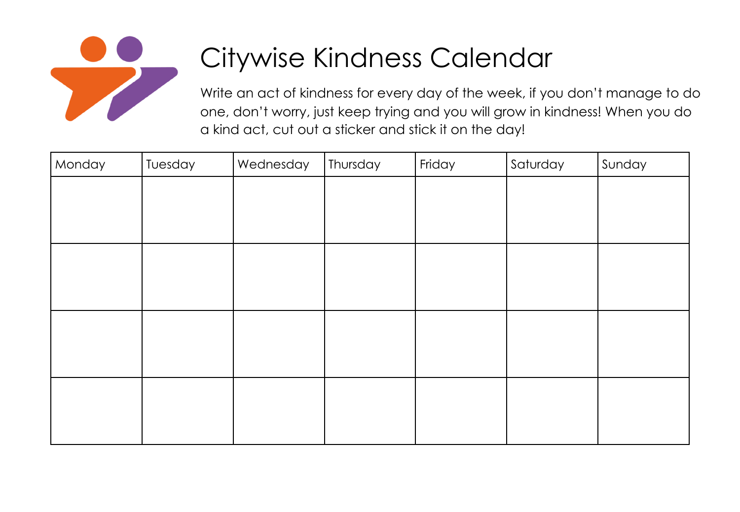# Citywise Kindness Calendar

Write an act of kindness for every day of the week, if you don't manage to do one, don't worry, just keep trying and you will grow in kindness! When you do a kind act, cut out a sticker and stick it on the day!

| Monday | Tuesday | Wednesday | Thursday | Friday | Saturday | Sunday |
|---|---|---|---|---|---|---|
| | | | | | | |
| | | | | | | |
| | | | | | | |
| | | | | | | |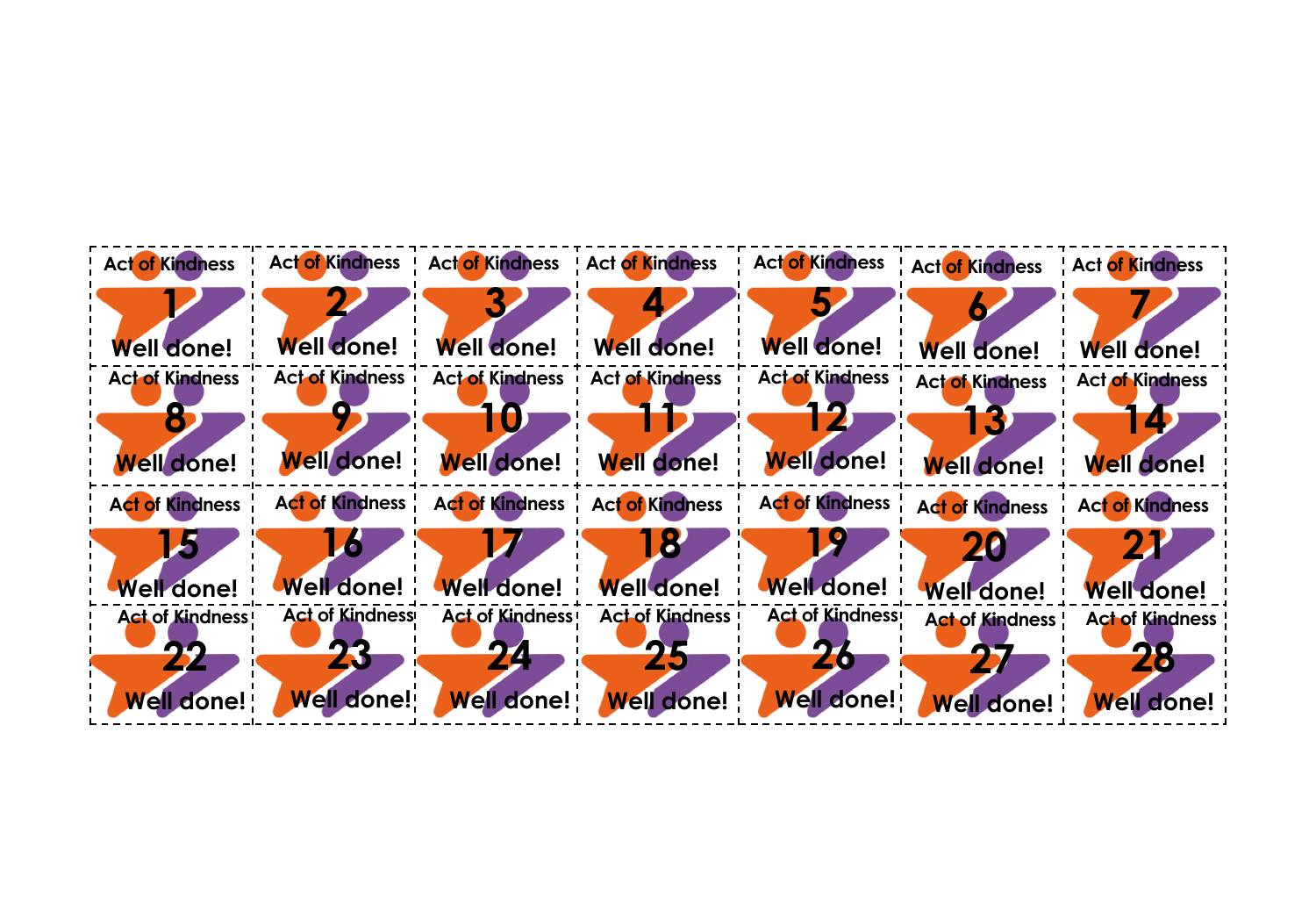| | | | | | | |
|---|---|---|---|---|---|---|
| Act of Kindness 1 Well done! | Act of Kindness 2 Well done! | Act of Kindness 3 Well done! | Act of Kindness 4 Well done! | Act of Kindness 5 Well done! | Act of Kindness 6 Well done! | Act of Kindness 7 Well done! |
| Act of Kindness 8 Well done! | Act of Kindness 9 Well done! | Act of Kindness 10 Well done! | Act of Kindness 11 Well done! | Act of Kindness 12 Well done! | Act of Kindness 13 Well done! | Act of Kindness 14 Well done! |
| Act of Kindness 15 Well done! | Act of Kindness 16 Well done! | Act of Kindness 17 Well done! | Act of Kindness 18 Well done! | Act of Kindness 19 Well done! | Act of Kindness 20 Well done! | Act of Kindness 21 Well done! |
| Act of Kindness 22 Well done! | Act of Kindness 23 Well done! | Act of Kindness 24 Well done! | Act of Kindness 25 Well done! | Act of Kindness 26 Well done! | Act of Kindness 27 Well done! | Act of Kindness 28 Well done! |